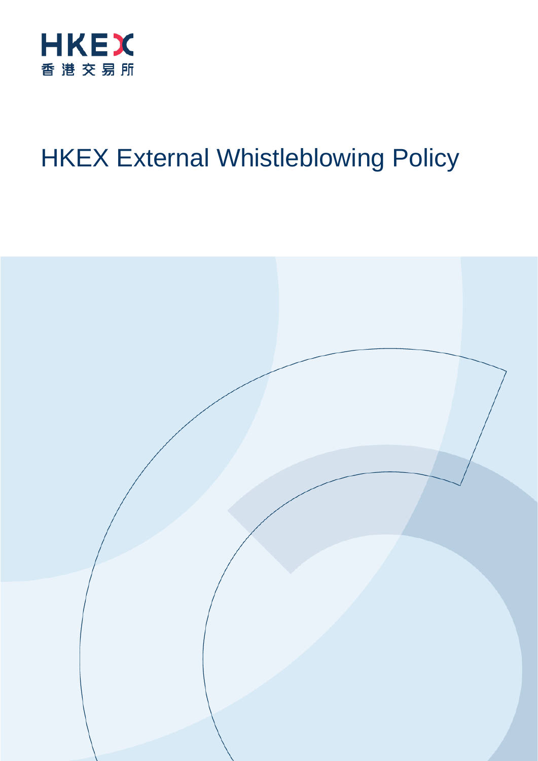HKEX

香港交易所

# HKEX External Whistleblowing Policy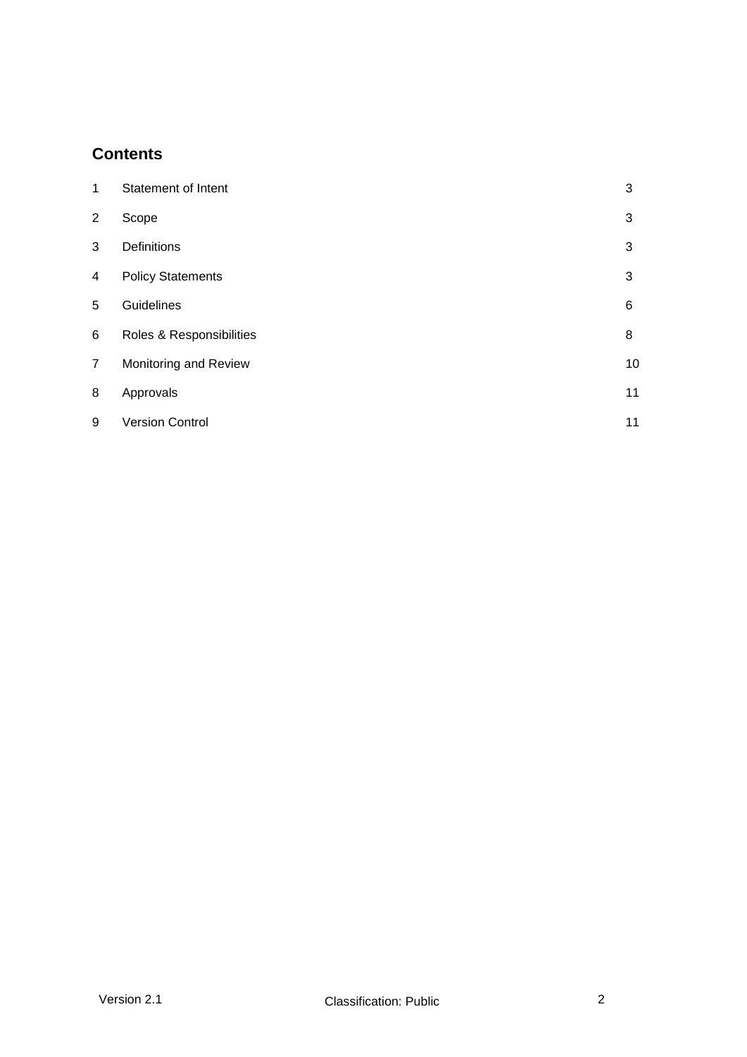## Contents

| | | |
|---|---|---|
| 1 | Statement of Intent | 3 |
| 2 | Scope | 3 |
| 3 | Definitions | 3 |
| 4 | Policy Statements | 3 |
| 5 | Guidelines | 6 |
| 6 | Roles & Responsibilities | 8 |
| 7 | Monitoring and Review | 10 |
| 8 | Approvals | 11 |
| 9 | Version Control | 11 |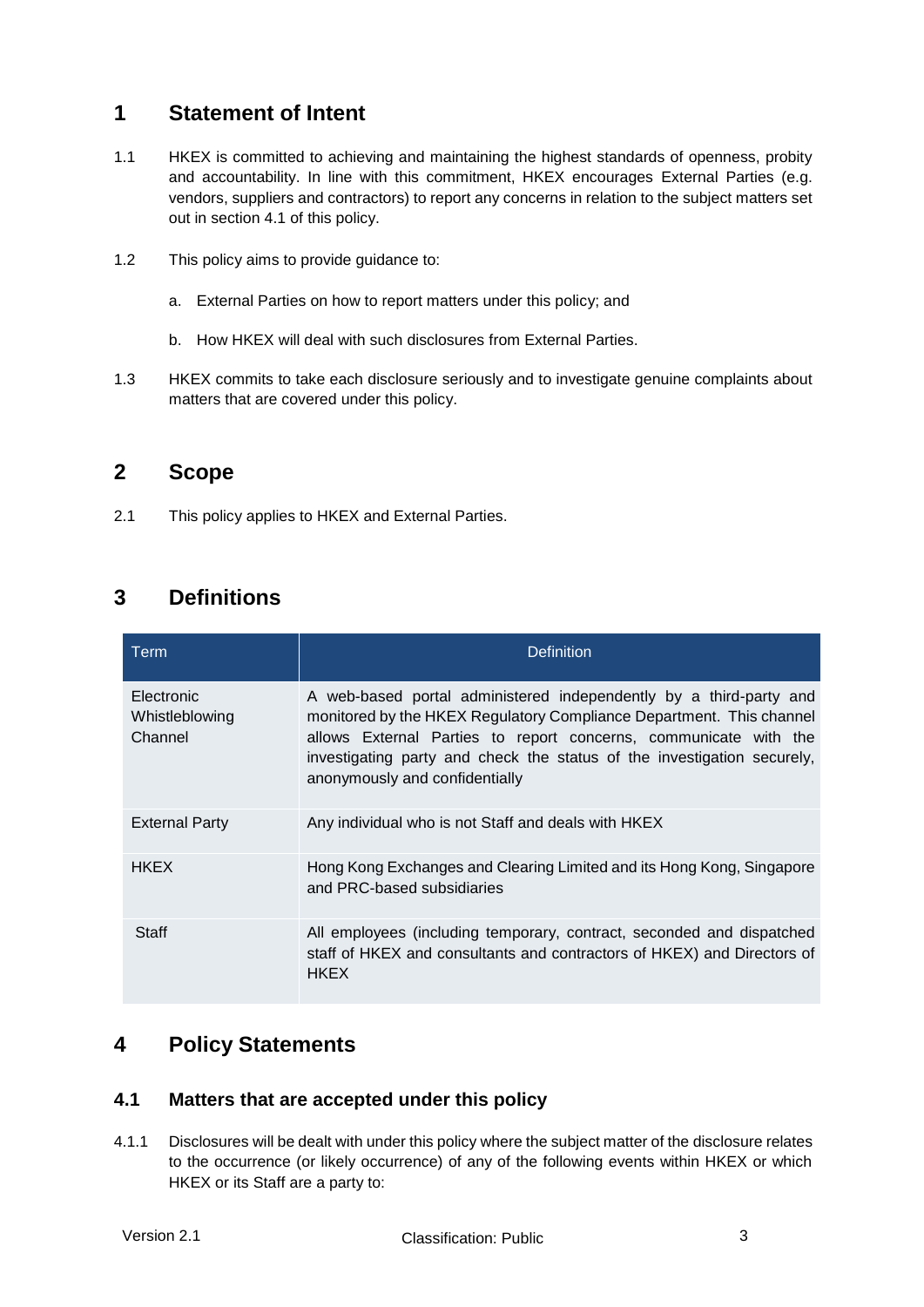# 1 Statement of Intent

1.1 HKEX is committed to achieving and maintaining the highest standards of openness, probity and accountability. In line with this commitment, HKEX encourages External Parties (e.g. vendors, suppliers and contractors) to report any concerns in relation to the subject matters set out in section 4.1 of this policy.

1.2 This policy aims to provide guidance to:

a. External Parties on how to report matters under this policy; and

b. How HKEX will deal with such disclosures from External Parties.

1.3 HKEX commits to take each disclosure seriously and to investigate genuine complaints about matters that are covered under this policy.

# 2 Scope

2.1 This policy applies to HKEX and External Parties.

# 3 Definitions

| Term | Definition |
| --- | --- |
| Electronic Whistleblowing Channel | A web-based portal administered independently by a third-party and monitored by the HKEX Regulatory Compliance Department. This channel allows External Parties to report concerns, communicate with the investigating party and check the status of the investigation securely, anonymously and confidentially |
| External Party | Any individual who is not Staff and deals with HKEX |
| HKEX | Hong Kong Exchanges and Clearing Limited and its Hong Kong, Singapore and PRC-based subsidiaries |
| Staff | All employees (including temporary, contract, seconded and dispatched staff of HKEX and consultants and contractors of HKEX) and Directors of HKEX |

# 4 Policy Statements

## 4.1 Matters that are accepted under this policy

4.1.1 Disclosures will be dealt with under this policy where the subject matter of the disclosure relates to the occurrence (or likely occurrence) of any of the following events within HKEX or which HKEX or its Staff are a party to: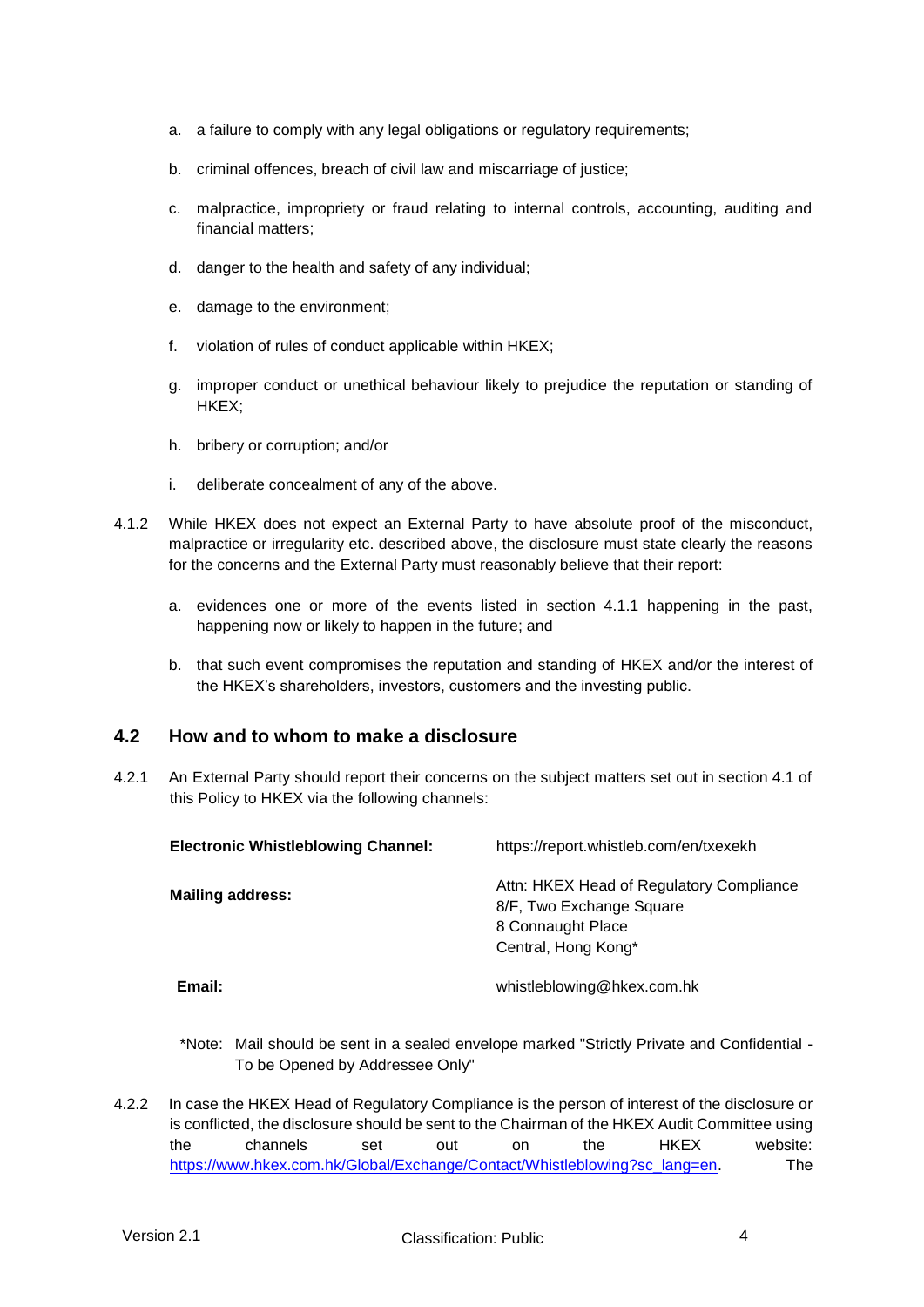a. a failure to comply with any legal obligations or regulatory requirements;

b. criminal offences, breach of civil law and miscarriage of justice;

c. malpractice, impropriety or fraud relating to internal controls, accounting, auditing and financial matters;

d. danger to the health and safety of any individual;

e. damage to the environment;

f. violation of rules of conduct applicable within HKEX;

g. improper conduct or unethical behaviour likely to prejudice the reputation or standing of HKEX;

h. bribery or corruption; and/or

i. deliberate concealment of any of the above.

4.1.2 While HKEX does not expect an External Party to have absolute proof of the misconduct, malpractice or irregularity etc. described above, the disclosure must state clearly the reasons for the concerns and the External Party must reasonably believe that their report:

a. evidences one or more of the events listed in section 4.1.1 happening in the past, happening now or likely to happen in the future; and

b. that such event compromises the reputation and standing of HKEX and/or the interest of the HKEX's shareholders, investors, customers and the investing public.

## 4.2 How and to whom to make a disclosure

4.2.1 An External Party should report their concerns on the subject matters set out in section 4.1 of this Policy to HKEX via the following channels:

| | |
|---|---|
| **Electronic Whistleblowing Channel:** | https://report.whistleb.com/en/txexekh |
| **Mailing address:** | Attn: HKEX Head of Regulatory Compliance<br>8/F, Two Exchange Square<br>8 Connaught Place<br>Central, Hong Kong* |
| **Email:** | whistleblowing@hkex.com.hk |

*Note: Mail should be sent in a sealed envelope marked "Strictly Private and Confidential - To be Opened by Addressee Only"

4.2.2 In case the HKEX Head of Regulatory Compliance is the person of interest of the disclosure or is conflicted, the disclosure should be sent to the Chairman of the HKEX Audit Committee using the channels set out on the HKEX website: https://www.hkex.com.hk/Global/Exchange/Contact/Whistleblowing?sc_lang=en. The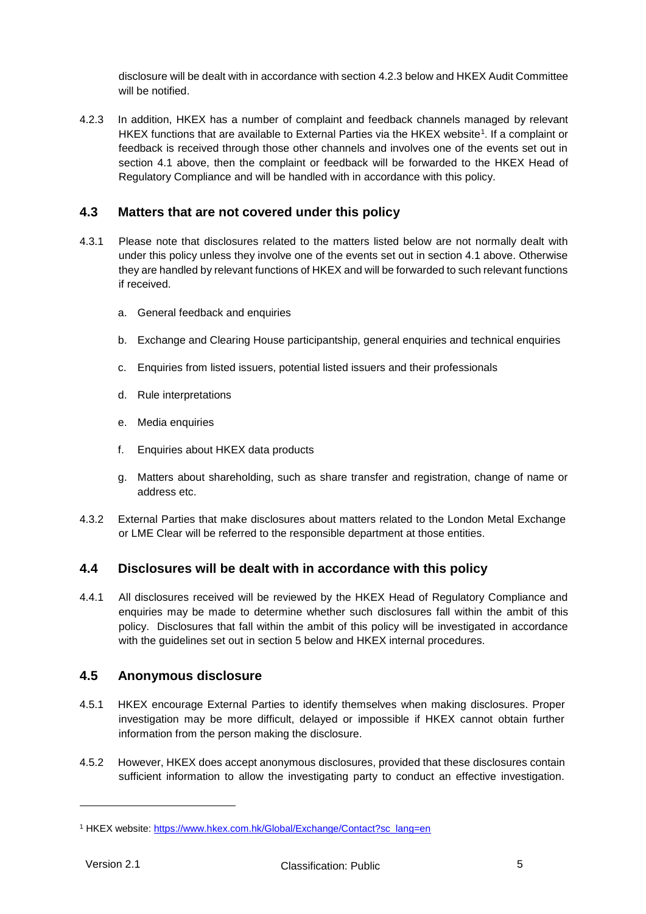disclosure will be dealt with in accordance with section 4.2.3 below and HKEX Audit Committee will be notified.

4.2.3 In addition, HKEX has a number of complaint and feedback channels managed by relevant HKEX functions that are available to External Parties via the HKEX website[1]. If a complaint or feedback is received through those other channels and involves one of the events set out in section 4.1 above, then the complaint or feedback will be forwarded to the HKEX Head of Regulatory Compliance and will be handled with in accordance with this policy.

## 4.3 Matters that are not covered under this policy

4.3.1 Please note that disclosures related to the matters listed below are not normally dealt with under this policy unless they involve one of the events set out in section 4.1 above. Otherwise they are handled by relevant functions of HKEX and will be forwarded to such relevant functions if received.

a. General feedback and enquiries

b. Exchange and Clearing House participantship, general enquiries and technical enquiries

c. Enquiries from listed issuers, potential listed issuers and their professionals

d. Rule interpretations

e. Media enquiries

f. Enquiries about HKEX data products

g. Matters about shareholding, such as share transfer and registration, change of name or address etc.

4.3.2 External Parties that make disclosures about matters related to the London Metal Exchange or LME Clear will be referred to the responsible department at those entities.

## 4.4 Disclosures will be dealt with in accordance with this policy

4.4.1 All disclosures received will be reviewed by the HKEX Head of Regulatory Compliance and enquiries may be made to determine whether such disclosures fall within the ambit of this policy. Disclosures that fall within the ambit of this policy will be investigated in accordance with the guidelines set out in section 5 below and HKEX internal procedures.

## 4.5 Anonymous disclosure

4.5.1 HKEX encourage External Parties to identify themselves when making disclosures. Proper investigation may be more difficult, delayed or impossible if HKEX cannot obtain further information from the person making the disclosure.

4.5.2 However, HKEX does accept anonymous disclosures, provided that these disclosures contain sufficient information to allow the investigating party to conduct an effective investigation.

[1] HKEX website: https://www.hkex.com.hk/Global/Exchange/Contact?sc_lang=en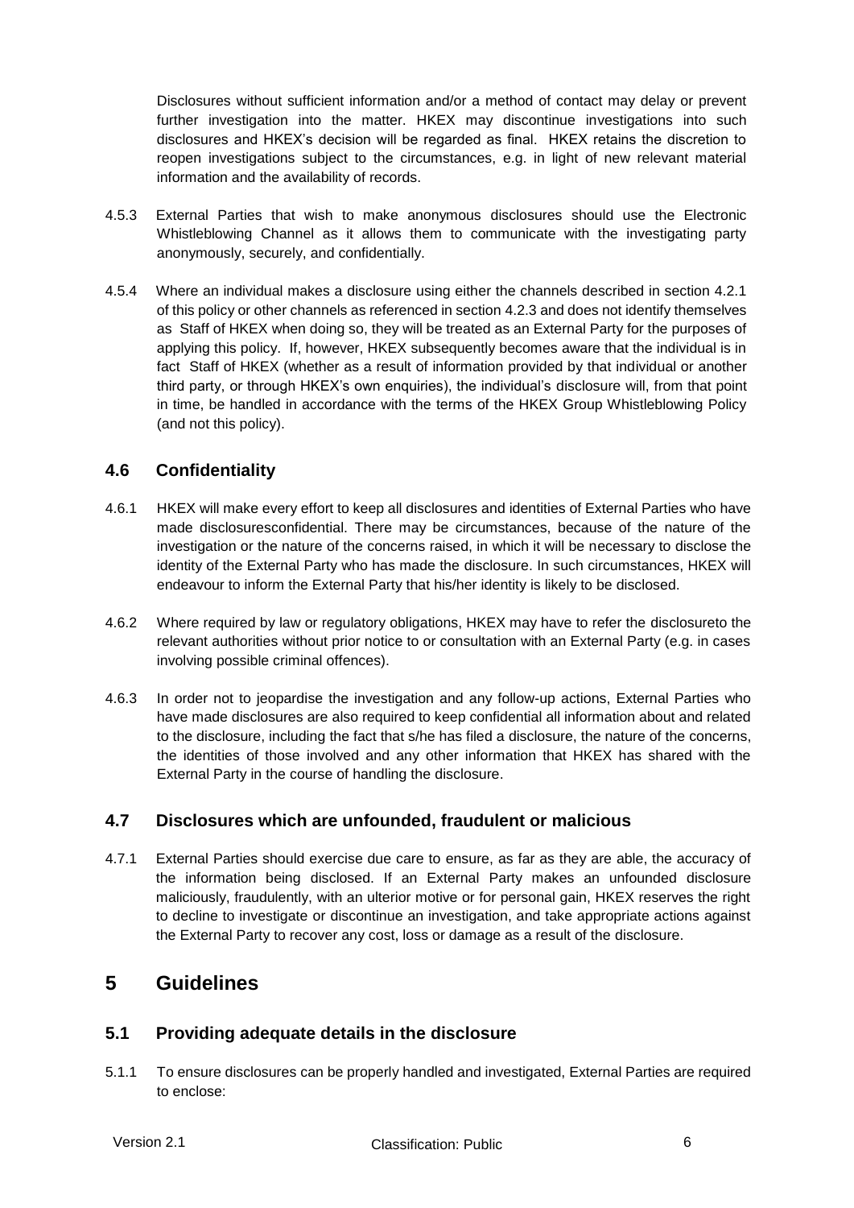Disclosures without sufficient information and/or a method of contact may delay or prevent further investigation into the matter. HKEX may discontinue investigations into such disclosures and HKEX's decision will be regarded as final. HKEX retains the discretion to reopen investigations subject to the circumstances, e.g. in light of new relevant material information and the availability of records.

4.5.3 External Parties that wish to make anonymous disclosures should use the Electronic Whistleblowing Channel as it allows them to communicate with the investigating party anonymously, securely, and confidentially.

4.5.4 Where an individual makes a disclosure using either the channels described in section 4.2.1 of this policy or other channels as referenced in section 4.2.3 and does not identify themselves as Staff of HKEX when doing so, they will be treated as an External Party for the purposes of applying this policy. If, however, HKEX subsequently becomes aware that the individual is in fact Staff of HKEX (whether as a result of information provided by that individual or another third party, or through HKEX's own enquiries), the individual's disclosure will, from that point in time, be handled in accordance with the terms of the HKEX Group Whistleblowing Policy (and not this policy).

### 4.6 Confidentiality

4.6.1 HKEX will make every effort to keep all disclosures and identities of External Parties who have made disclosuresconfidential. There may be circumstances, because of the nature of the investigation or the nature of the concerns raised, in which it will be necessary to disclose the identity of the External Party who has made the disclosure. In such circumstances, HKEX will endeavour to inform the External Party that his/her identity is likely to be disclosed.

4.6.2 Where required by law or regulatory obligations, HKEX may have to refer the disclosureto the relevant authorities without prior notice to or consultation with an External Party (e.g. in cases involving possible criminal offences).

4.6.3 In order not to jeopardise the investigation and any follow-up actions, External Parties who have made disclosures are also required to keep confidential all information about and related to the disclosure, including the fact that s/he has filed a disclosure, the nature of the concerns, the identities of those involved and any other information that HKEX has shared with the External Party in the course of handling the disclosure.

### 4.7 Disclosures which are unfounded, fraudulent or malicious

4.7.1 External Parties should exercise due care to ensure, as far as they are able, the accuracy of the information being disclosed. If an External Party makes an unfounded disclosure maliciously, fraudulently, with an ulterior motive or for personal gain, HKEX reserves the right to decline to investigate or discontinue an investigation, and take appropriate actions against the External Party to recover any cost, loss or damage as a result of the disclosure.

## 5 Guidelines

### 5.1 Providing adequate details in the disclosure

5.1.1 To ensure disclosures can be properly handled and investigated, External Parties are required to enclose: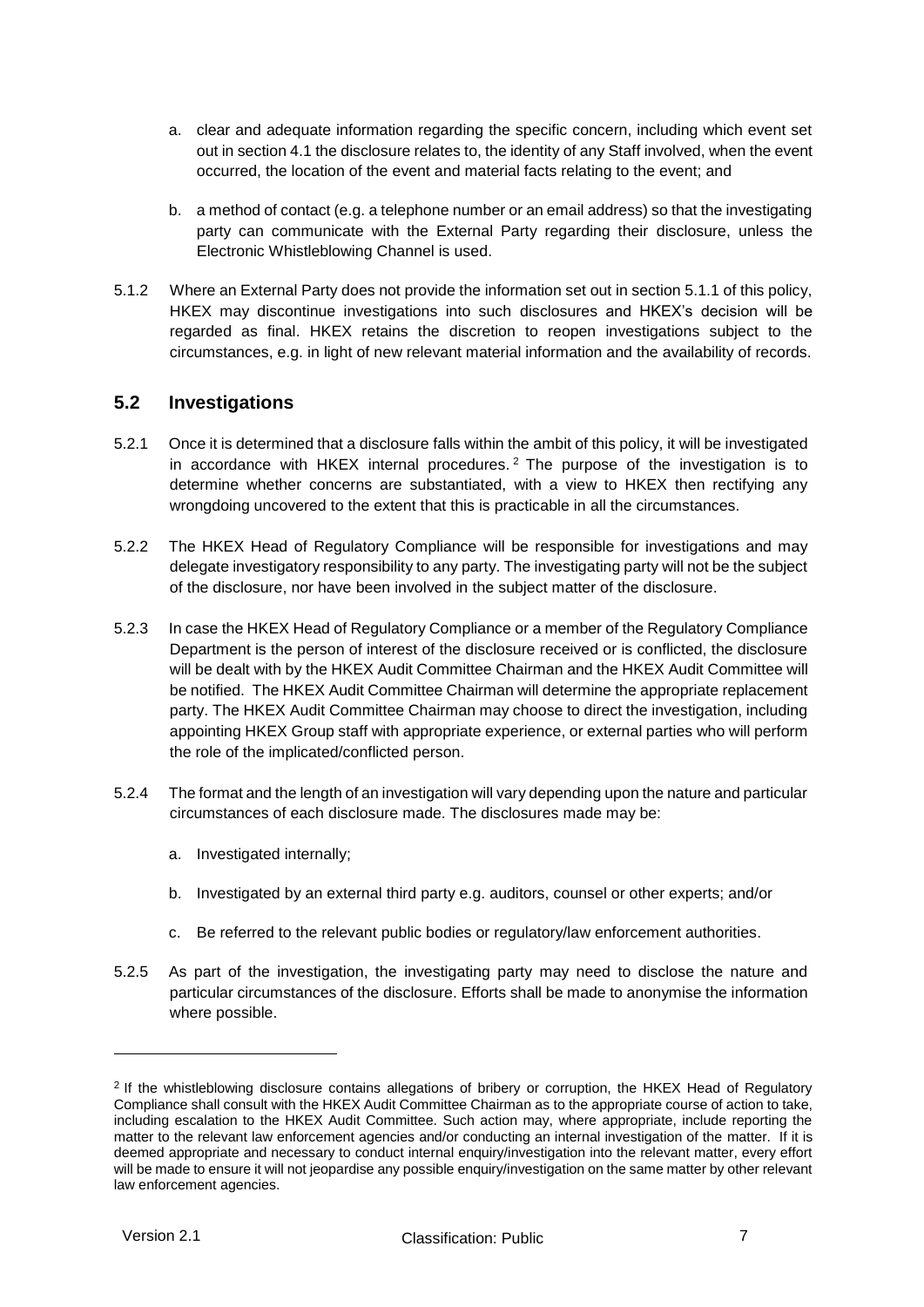a. clear and adequate information regarding the specific concern, including which event set out in section 4.1 the disclosure relates to, the identity of any Staff involved, when the event occurred, the location of the event and material facts relating to the event; and

b. a method of contact (e.g. a telephone number or an email address) so that the investigating party can communicate with the External Party regarding their disclosure, unless the Electronic Whistleblowing Channel is used.

5.1.2 Where an External Party does not provide the information set out in section 5.1.1 of this policy, HKEX may discontinue investigations into such disclosures and HKEX's decision will be regarded as final. HKEX retains the discretion to reopen investigations subject to the circumstances, e.g. in light of new relevant material information and the availability of records.

## 5.2 Investigations

5.2.1 Once it is determined that a disclosure falls within the ambit of this policy, it will be investigated in accordance with HKEX internal procedures.[2] The purpose of the investigation is to determine whether concerns are substantiated, with a view to HKEX then rectifying any wrongdoing uncovered to the extent that this is practicable in all the circumstances.

5.2.2 The HKEX Head of Regulatory Compliance will be responsible for investigations and may delegate investigatory responsibility to any party. The investigating party will not be the subject of the disclosure, nor have been involved in the subject matter of the disclosure.

5.2.3 In case the HKEX Head of Regulatory Compliance or a member of the Regulatory Compliance Department is the person of interest of the disclosure received or is conflicted, the disclosure will be dealt with by the HKEX Audit Committee Chairman and the HKEX Audit Committee will be notified. The HKEX Audit Committee Chairman will determine the appropriate replacement party. The HKEX Audit Committee Chairman may choose to direct the investigation, including appointing HKEX Group staff with appropriate experience, or external parties who will perform the role of the implicated/conflicted person.

5.2.4 The format and the length of an investigation will vary depending upon the nature and particular circumstances of each disclosure made. The disclosures made may be:

a. Investigated internally;

b. Investigated by an external third party e.g. auditors, counsel or other experts; and/or

c. Be referred to the relevant public bodies or regulatory/law enforcement authorities.

5.2.5 As part of the investigation, the investigating party may need to disclose the nature and particular circumstances of the disclosure. Efforts shall be made to anonymise the information where possible.

---

[2] If the whistleblowing disclosure contains allegations of bribery or corruption, the HKEX Head of Regulatory Compliance shall consult with the HKEX Audit Committee Chairman as to the appropriate course of action to take, including escalation to the HKEX Audit Committee. Such action may, where appropriate, include reporting the matter to the relevant law enforcement agencies and/or conducting an internal investigation of the matter. If it is deemed appropriate and necessary to conduct internal enquiry/investigation into the relevant matter, every effort will be made to ensure it will not jeopardise any possible enquiry/investigation on the same matter by other relevant law enforcement agencies.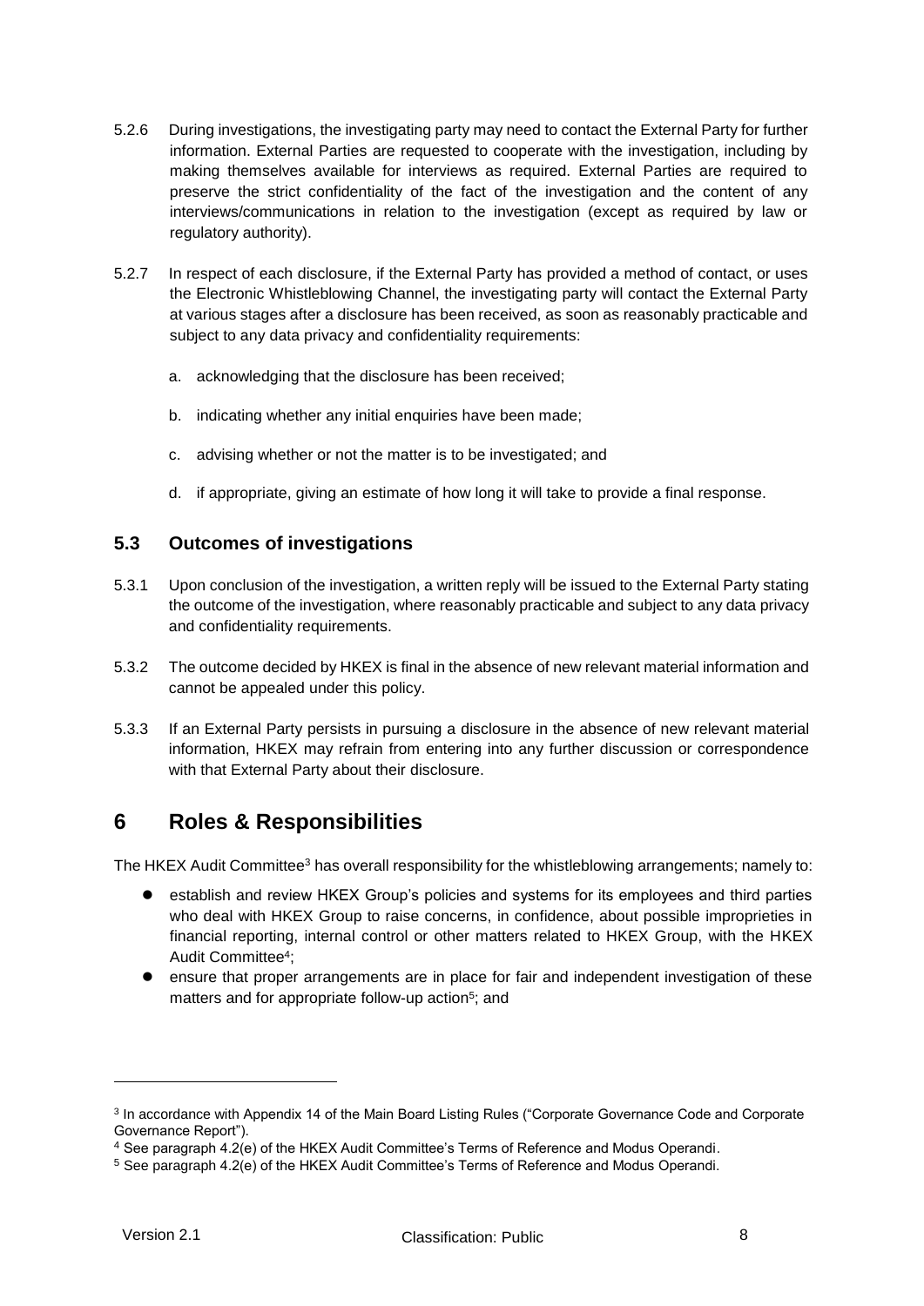5.2.6 During investigations, the investigating party may need to contact the External Party for further information. External Parties are requested to cooperate with the investigation, including by making themselves available for interviews as required. External Parties are required to preserve the strict confidentiality of the fact of the investigation and the content of any interviews/communications in relation to the investigation (except as required by law or regulatory authority).

5.2.7 In respect of each disclosure, if the External Party has provided a method of contact, or uses the Electronic Whistleblowing Channel, the investigating party will contact the External Party at various stages after a disclosure has been received, as soon as reasonably practicable and subject to any data privacy and confidentiality requirements:

a. acknowledging that the disclosure has been received;

b. indicating whether any initial enquiries have been made;

c. advising whether or not the matter is to be investigated; and

d. if appropriate, giving an estimate of how long it will take to provide a final response.

### 5.3 Outcomes of investigations

5.3.1 Upon conclusion of the investigation, a written reply will be issued to the External Party stating the outcome of the investigation, where reasonably practicable and subject to any data privacy and confidentiality requirements.

5.3.2 The outcome decided by HKEX is final in the absence of new relevant material information and cannot be appealed under this policy.

5.3.3 If an External Party persists in pursuing a disclosure in the absence of new relevant material information, HKEX may refrain from entering into any further discussion or correspondence with that External Party about their disclosure.

## 6 Roles & Responsibilities

The HKEX Audit Committee[3] has overall responsibility for the whistleblowing arrangements; namely to:

- establish and review HKEX Group's policies and systems for its employees and third parties who deal with HKEX Group to raise concerns, in confidence, about possible improprieties in financial reporting, internal control or other matters related to HKEX Group, with the HKEX Audit Committee[4];
- ensure that proper arrangements are in place for fair and independent investigation of these matters and for appropriate follow-up action[5]; and

---

[3] In accordance with Appendix 14 of the Main Board Listing Rules ("Corporate Governance Code and Corporate Governance Report").

[4] See paragraph 4.2(e) of the HKEX Audit Committee's Terms of Reference and Modus Operandi.

[5] See paragraph 4.2(e) of the HKEX Audit Committee's Terms of Reference and Modus Operandi.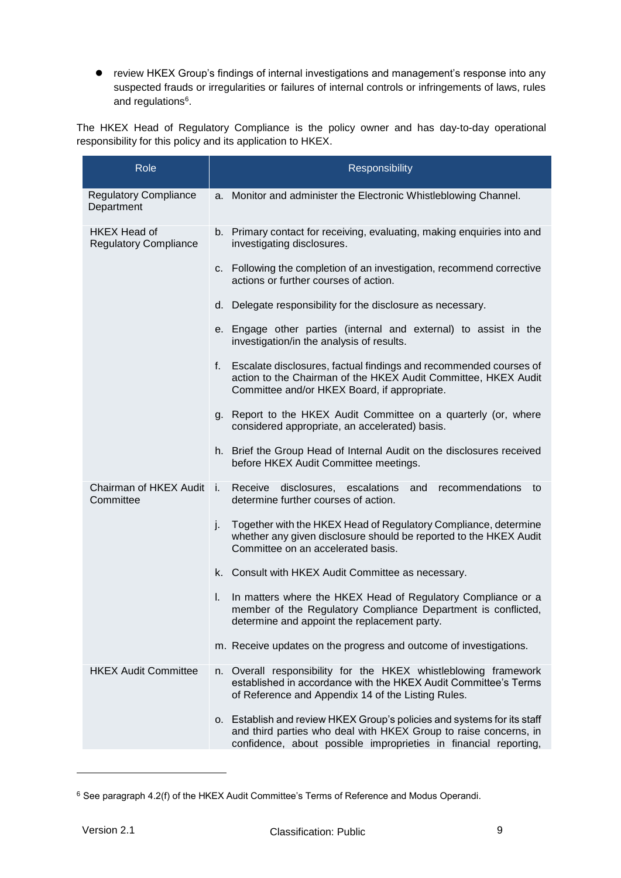- review HKEX Group's findings of internal investigations and management's response into any suspected frauds or irregularities or failures of internal controls or infringements of laws, rules and regulations[6].

The HKEX Head of Regulatory Compliance is the policy owner and has day-to-day operational responsibility for this policy and its application to HKEX.

| Role | Responsibility |
| --- | --- |
| Regulatory Compliance Department | a. Monitor and administer the Electronic Whistleblowing Channel. |
| HKEX Head of Regulatory Compliance | b. Primary contact for receiving, evaluating, making enquiries into and investigating disclosures. |
| | c. Following the completion of an investigation, recommend corrective actions or further courses of action. |
| | d. Delegate responsibility for the disclosure as necessary. |
| | e. Engage other parties (internal and external) to assist in the investigation/in the analysis of results. |
| | f. Escalate disclosures, factual findings and recommended courses of action to the Chairman of the HKEX Audit Committee, HKEX Audit Committee and/or HKEX Board, if appropriate. |
| | g. Report to the HKEX Audit Committee on a quarterly (or, where considered appropriate, an accelerated) basis. |
| | h. Brief the Group Head of Internal Audit on the disclosures received before HKEX Audit Committee meetings. |
| Chairman of HKEX Audit Committee | i. Receive disclosures, escalations and recommendations to determine further courses of action. |
| | j. Together with the HKEX Head of Regulatory Compliance, determine whether any given disclosure should be reported to the HKEX Audit Committee on an accelerated basis. |
| | k. Consult with HKEX Audit Committee as necessary. |
| | l. In matters where the HKEX Head of Regulatory Compliance or a member of the Regulatory Compliance Department is conflicted, determine and appoint the replacement party. |
| | m. Receive updates on the progress and outcome of investigations. |
| HKEX Audit Committee | n. Overall responsibility for the HKEX whistleblowing framework established in accordance with the HKEX Audit Committee's Terms of Reference and Appendix 14 of the Listing Rules. |
| | o. Establish and review HKEX Group's policies and systems for its staff and third parties who deal with HKEX Group to raise concerns, in confidence, about possible improprieties in financial reporting, |

[6] See paragraph 4.2(f) of the HKEX Audit Committee's Terms of Reference and Modus Operandi.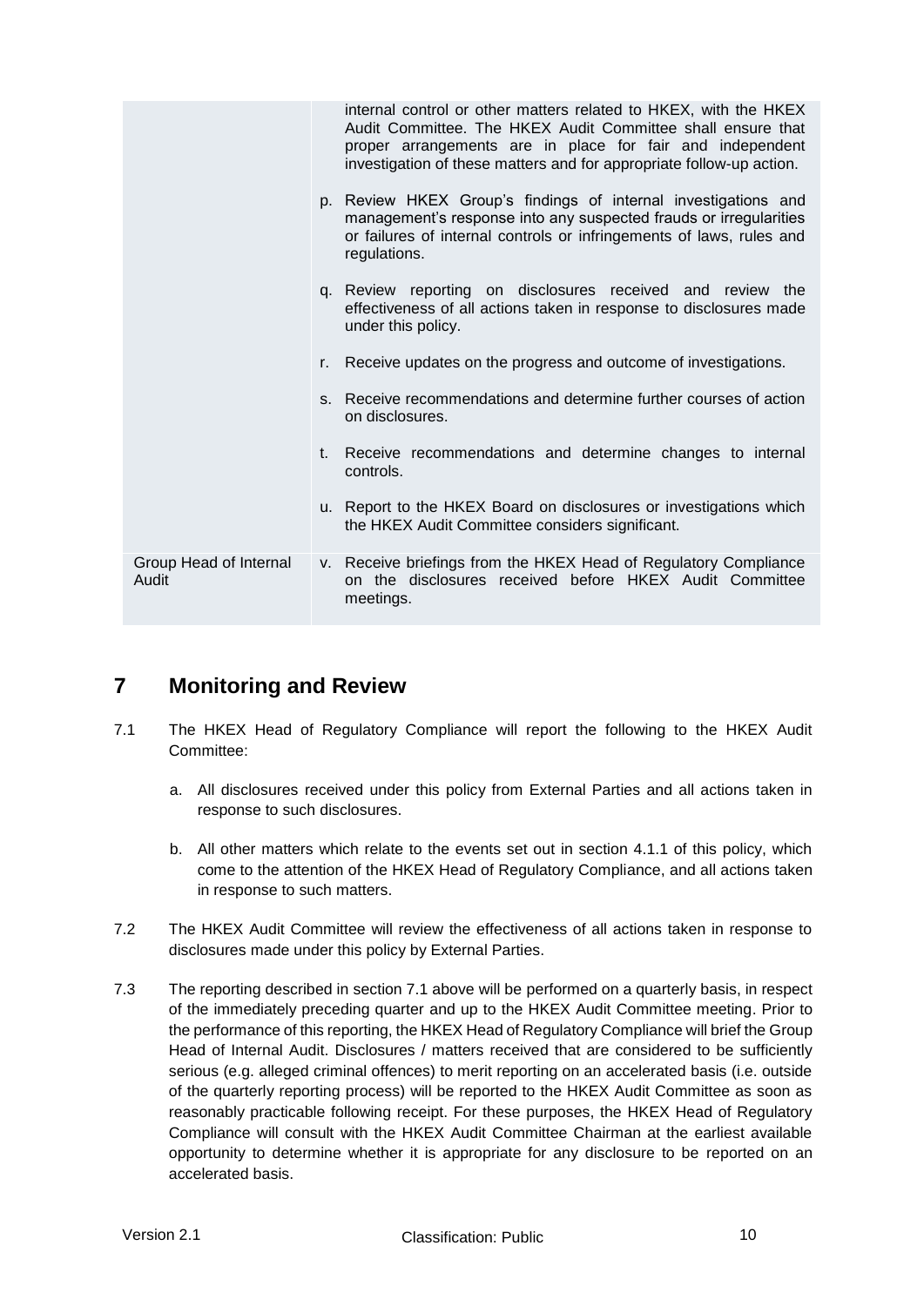| | |
|---|---|
| | internal control or other matters related to HKEX, with the HKEX Audit Committee. The HKEX Audit Committee shall ensure that proper arrangements are in place for fair and independent investigation of these matters and for appropriate follow-up action.<br><br>p. Review HKEX Group's findings of internal investigations and management's response into any suspected frauds or irregularities or failures of internal controls or infringements of laws, rules and regulations.<br><br>q. Review reporting on disclosures received and review the effectiveness of all actions taken in response to disclosures made under this policy.<br><br>r. Receive updates on the progress and outcome of investigations.<br><br>s. Receive recommendations and determine further courses of action on disclosures.<br><br>t. Receive recommendations and determine changes to internal controls.<br><br>u. Report to the HKEX Board on disclosures or investigations which the HKEX Audit Committee considers significant. |
| Group Head of Internal Audit | v. Receive briefings from the HKEX Head of Regulatory Compliance on the disclosures received before HKEX Audit Committee meetings. |

# 7 Monitoring and Review

7.1 The HKEX Head of Regulatory Compliance will report the following to the HKEX Audit Committee:

a. All disclosures received under this policy from External Parties and all actions taken in response to such disclosures.

b. All other matters which relate to the events set out in section 4.1.1 of this policy, which come to the attention of the HKEX Head of Regulatory Compliance, and all actions taken in response to such matters.

7.2 The HKEX Audit Committee will review the effectiveness of all actions taken in response to disclosures made under this policy by External Parties.

7.3 The reporting described in section 7.1 above will be performed on a quarterly basis, in respect of the immediately preceding quarter and up to the HKEX Audit Committee meeting. Prior to the performance of this reporting, the HKEX Head of Regulatory Compliance will brief the Group Head of Internal Audit. Disclosures / matters received that are considered to be sufficiently serious (e.g. alleged criminal offences) to merit reporting on an accelerated basis (i.e. outside of the quarterly reporting process) will be reported to the HKEX Audit Committee as soon as reasonably practicable following receipt. For these purposes, the HKEX Head of Regulatory Compliance will consult with the HKEX Audit Committee Chairman at the earliest available opportunity to determine whether it is appropriate for any disclosure to be reported on an accelerated basis.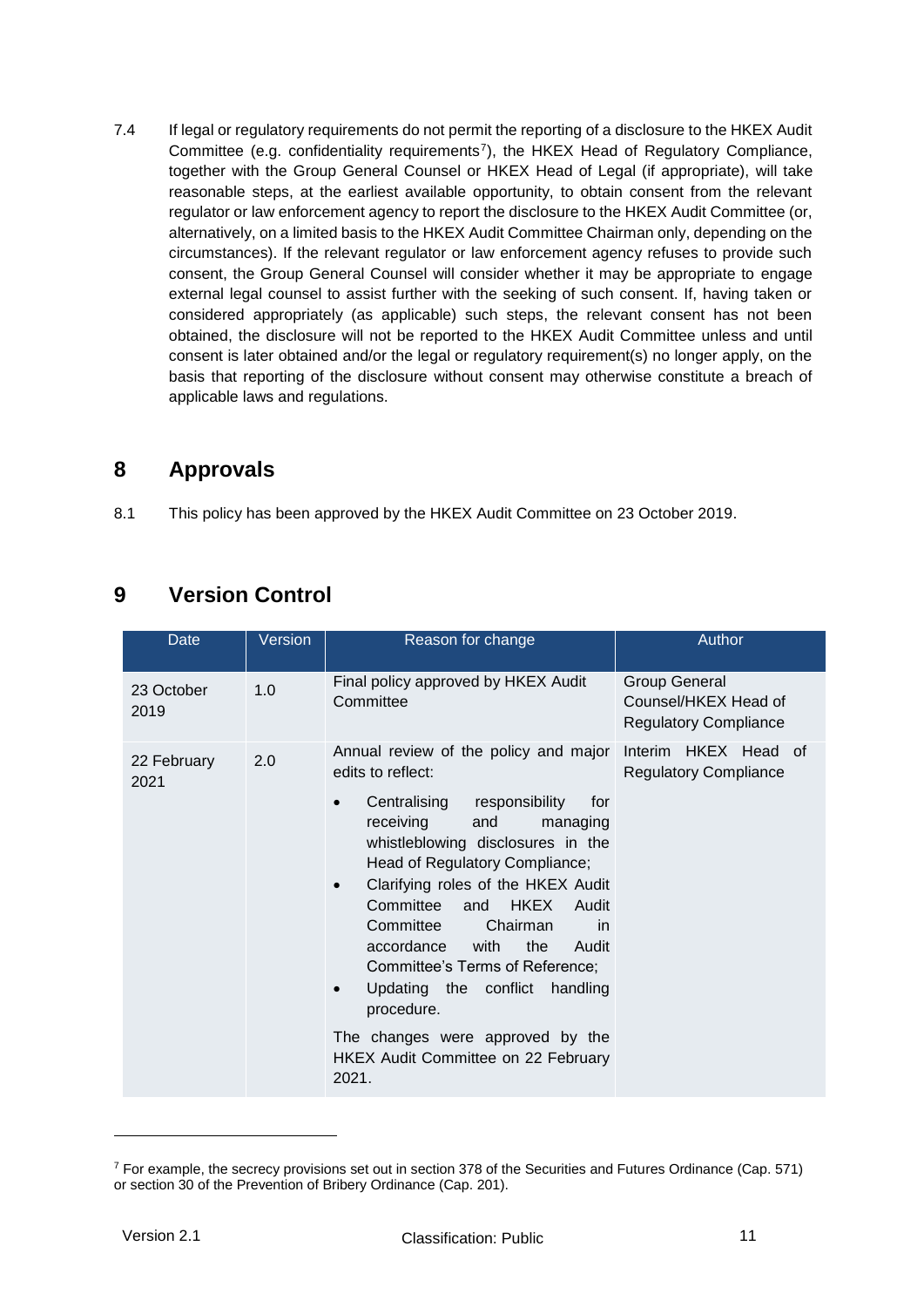7.4 If legal or regulatory requirements do not permit the reporting of a disclosure to the HKEX Audit Committee (e.g. confidentiality requirements[7]), the HKEX Head of Regulatory Compliance, together with the Group General Counsel or HKEX Head of Legal (if appropriate), will take reasonable steps, at the earliest available opportunity, to obtain consent from the relevant regulator or law enforcement agency to report the disclosure to the HKEX Audit Committee (or, alternatively, on a limited basis to the HKEX Audit Committee Chairman only, depending on the circumstances). If the relevant regulator or law enforcement agency refuses to provide such consent, the Group General Counsel will consider whether it may be appropriate to engage external legal counsel to assist further with the seeking of such consent. If, having taken or considered appropriately (as applicable) such steps, the relevant consent has not been obtained, the disclosure will not be reported to the HKEX Audit Committee unless and until consent is later obtained and/or the legal or regulatory requirement(s) no longer apply, on the basis that reporting of the disclosure without consent may otherwise constitute a breach of applicable laws and regulations.

## 8 Approvals

8.1 This policy has been approved by the HKEX Audit Committee on 23 October 2019.

## 9 Version Control

| Date | Version | Reason for change | Author |
|---|---|---|---|
| 23 October 2019 | 1.0 | Final policy approved by HKEX Audit Committee | Group General Counsel/HKEX Head of Regulatory Compliance |
| 22 February 2021 | 2.0 | Annual review of the policy and major edits to reflect:<br>• Centralising responsibility for receiving and managing whistleblowing disclosures in the Head of Regulatory Compliance;<br>• Clarifying roles of the HKEX Audit Committee and HKEX Audit Committee Chairman in accordance with the Audit Committee's Terms of Reference;<br>• Updating the conflict handling procedure.<br><br>The changes were approved by the HKEX Audit Committee on 22 February 2021. | Interim HKEX Head of Regulatory Compliance |

[7] For example, the secrecy provisions set out in section 378 of the Securities and Futures Ordinance (Cap. 571) or section 30 of the Prevention of Bribery Ordinance (Cap. 201).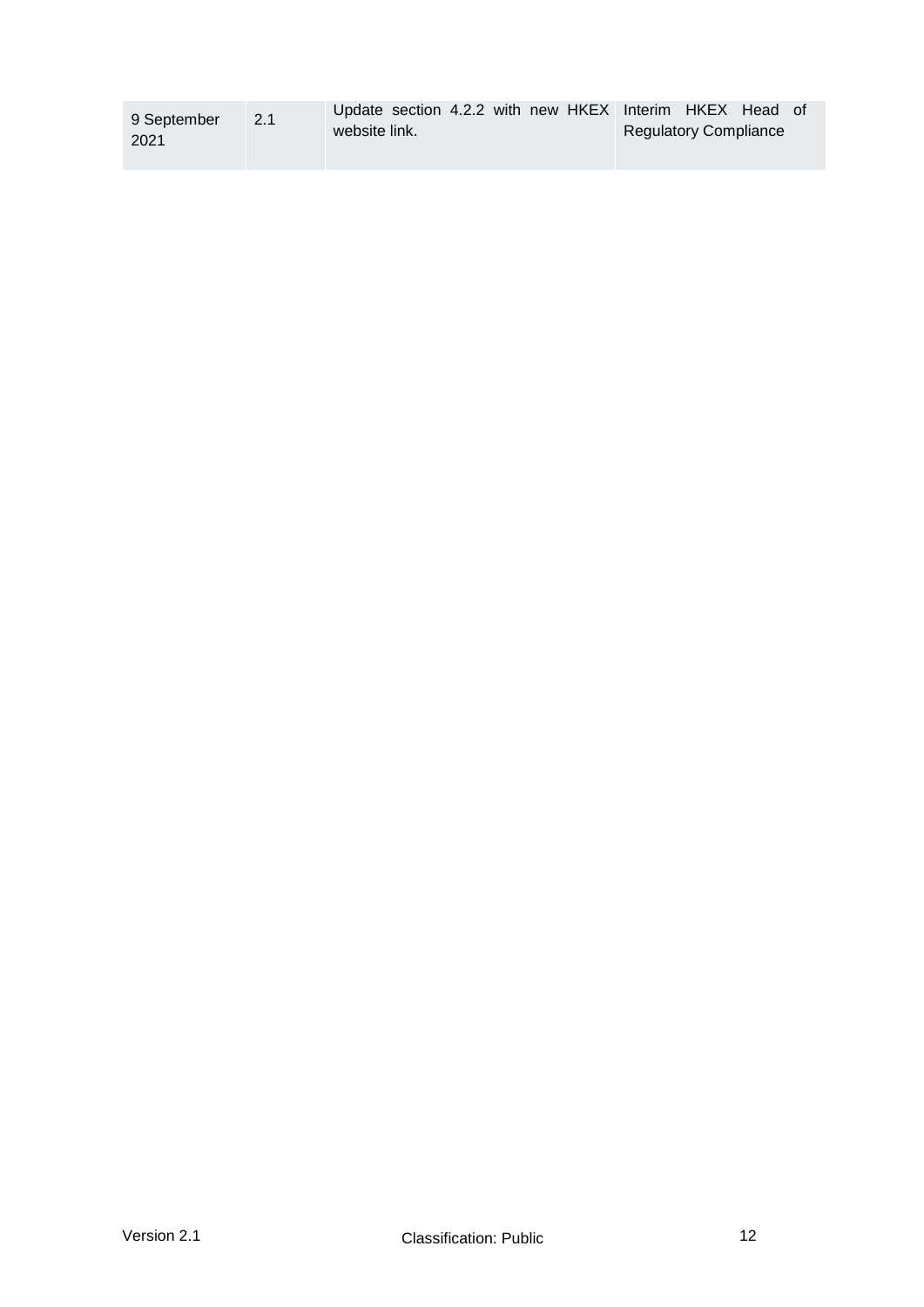| | | | |
|---|---|---|---|
| 9 September 2021 | 2.1 | Update section 4.2.2 with new HKEX website link. | Interim HKEX Head of Regulatory Compliance |